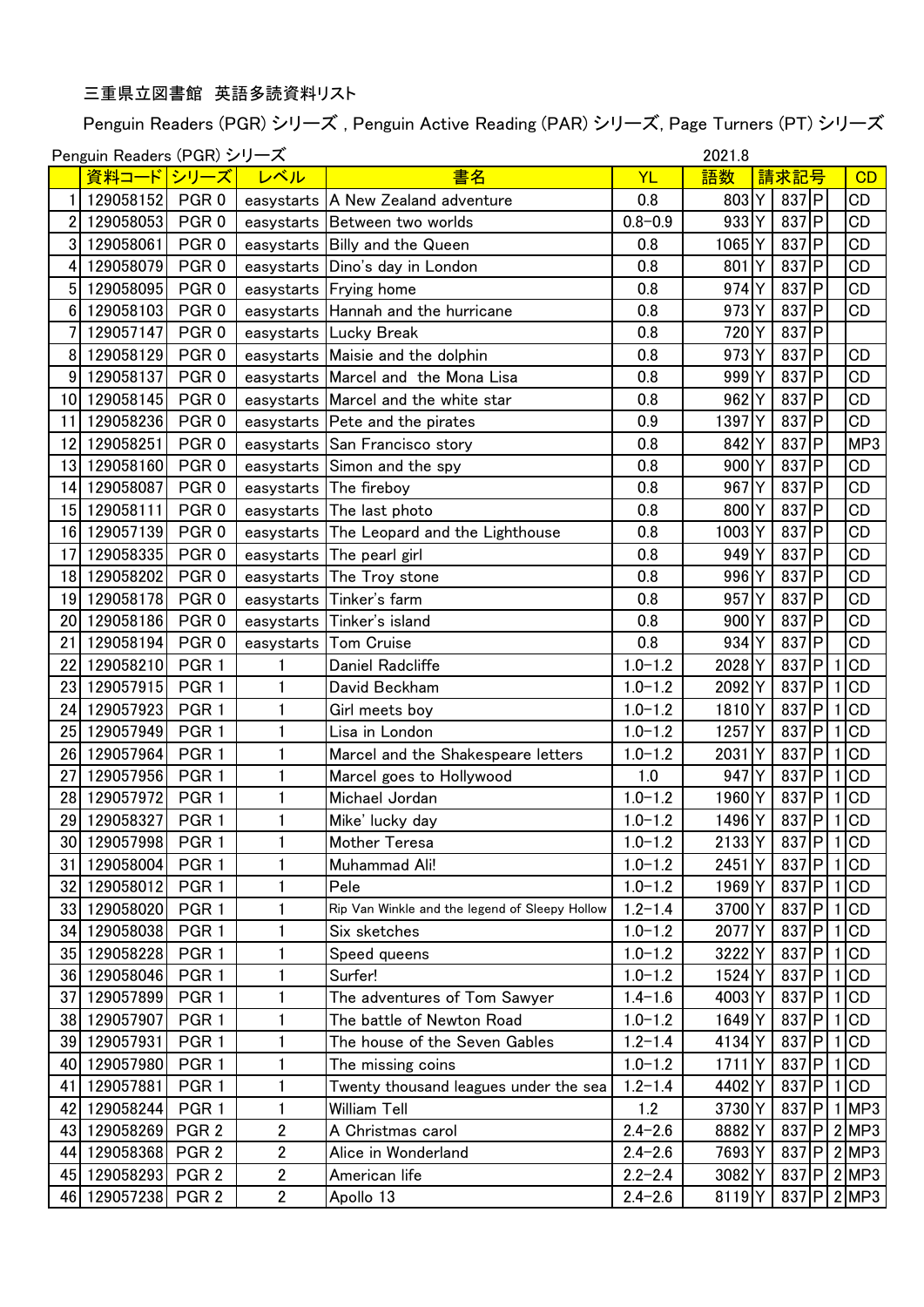三重県立図書館　英語多読資料リスト

Penguin Readers (PGR) シリーズ , Penguin Active Reading (PAR) シリーズ, Page Turners (PT) シリーズ

Penguin Readers (PGR) シリーズ　　2021.8

| | 資料コード | シリーズ | レベル | 書名 | YL | 語数 | 請求記号 | | | | CD |
|---|---|---|---|---|---|---|---|---|---|---|---|
| 1 | 129058152 | PGR 0 | easystarts | A New Zealand adventure | 0.8 | 803 | Y | 837 | P | | CD |
| 2 | 129058053 | PGR 0 | easystarts | Between two worlds | 0.8–0.9 | 933 | Y | 837 | P | | CD |
| 3 | 129058061 | PGR 0 | easystarts | Billy and the Queen | 0.8 | 1065 | Y | 837 | P | | CD |
| 4 | 129058079 | PGR 0 | easystarts | Dino's day in London | 0.8 | 801 | Y | 837 | P | | CD |
| 5 | 129058095 | PGR 0 | easystarts | Frying home | 0.8 | 974 | Y | 837 | P | | CD |
| 6 | 129058103 | PGR 0 | easystarts | Hannah and the hurricane | 0.8 | 973 | Y | 837 | P | | CD |
| 7 | 129057147 | PGR 0 | easystarts | Lucky Break | 0.8 | 720 | Y | 837 | P | | |
| 8 | 129058129 | PGR 0 | easystarts | Maisie and the dolphin | 0.8 | 973 | Y | 837 | P | | CD |
| 9 | 129058137 | PGR 0 | easystarts | Marcel and the Mona Lisa | 0.8 | 999 | Y | 837 | P | | CD |
| 10 | 129058145 | PGR 0 | easystarts | Marcel and the white star | 0.8 | 962 | Y | 837 | P | | CD |
| 11 | 129058236 | PGR 0 | easystarts | Pete and the pirates | 0.9 | 1397 | Y | 837 | P | | CD |
| 12 | 129058251 | PGR 0 | easystarts | San Francisco story | 0.8 | 842 | Y | 837 | P | | MP3 |
| 13 | 129058160 | PGR 0 | easystarts | Simon and the spy | 0.8 | 900 | Y | 837 | P | | CD |
| 14 | 129058087 | PGR 0 | easystarts | The fireboy | 0.8 | 967 | Y | 837 | P | | CD |
| 15 | 129058111 | PGR 0 | easystarts | The last photo | 0.8 | 800 | Y | 837 | P | | CD |
| 16 | 129057139 | PGR 0 | easystarts | The Leopard and the Lighthouse | 0.8 | 1003 | Y | 837 | P | | CD |
| 17 | 129058335 | PGR 0 | easystarts | The pearl girl | 0.8 | 949 | Y | 837 | P | | CD |
| 18 | 129058202 | PGR 0 | easystarts | The Troy stone | 0.8 | 996 | Y | 837 | P | | CD |
| 19 | 129058178 | PGR 0 | easystarts | Tinker's farm | 0.8 | 957 | Y | 837 | P | | CD |
| 20 | 129058186 | PGR 0 | easystarts | Tinker's island | 0.8 | 900 | Y | 837 | P | | CD |
| 21 | 129058194 | PGR 0 | easystarts | Tom Cruise | 0.8 | 934 | Y | 837 | P | | CD |
| 22 | 129058210 | PGR 1 | 1 | Daniel Radcliffe | 1.0–1.2 | 2028 | Y | 837 | P | 1 | CD |
| 23 | 129057915 | PGR 1 | 1 | David Beckham | 1.0–1.2 | 2092 | Y | 837 | P | 1 | CD |
| 24 | 129057923 | PGR 1 | 1 | Girl meets boy | 1.0–1.2 | 1810 | Y | 837 | P | 1 | CD |
| 25 | 129057949 | PGR 1 | 1 | Lisa in London | 1.0–1.2 | 1257 | Y | 837 | P | 1 | CD |
| 26 | 129057964 | PGR 1 | 1 | Marcel and the Shakespeare letters | 1.0–1.2 | 2031 | Y | 837 | P | 1 | CD |
| 27 | 129057956 | PGR 1 | 1 | Marcel goes to Hollywood | 1.0 | 947 | Y | 837 | P | 1 | CD |
| 28 | 129057972 | PGR 1 | 1 | Michael Jordan | 1.0–1.2 | 1960 | Y | 837 | P | 1 | CD |
| 29 | 129058327 | PGR 1 | 1 | Mike' lucky day | 1.0–1.2 | 1496 | Y | 837 | P | 1 | CD |
| 30 | 129057998 | PGR 1 | 1 | Mother Teresa | 1.0–1.2 | 2133 | Y | 837 | P | 1 | CD |
| 31 | 129058004 | PGR 1 | 1 | Muhammad Ali! | 1.0–1.2 | 2451 | Y | 837 | P | 1 | CD |
| 32 | 129058012 | PGR 1 | 1 | Pele | 1.0–1.2 | 1969 | Y | 837 | P | 1 | CD |
| 33 | 129058020 | PGR 1 | 1 | Rip Van Winkle and the legend of Sleepy Hollow | 1.2–1.4 | 3700 | Y | 837 | P | 1 | CD |
| 34 | 129058038 | PGR 1 | 1 | Six sketches | 1.0–1.2 | 2077 | Y | 837 | P | 1 | CD |
| 35 | 129058228 | PGR 1 | 1 | Speed queens | 1.0–1.2 | 3222 | Y | 837 | P | 1 | CD |
| 36 | 129058046 | PGR 1 | 1 | Surfer! | 1.0–1.2 | 1524 | Y | 837 | P | 1 | CD |
| 37 | 129057899 | PGR 1 | 1 | The adventures of Tom Sawyer | 1.4–1.6 | 4003 | Y | 837 | P | 1 | CD |
| 38 | 129057907 | PGR 1 | 1 | The battle of Newton Road | 1.0–1.2 | 1649 | Y | 837 | P | 1 | CD |
| 39 | 129057931 | PGR 1 | 1 | The house of the Seven Gables | 1.2–1.4 | 4134 | Y | 837 | P | 1 | CD |
| 40 | 129057980 | PGR 1 | 1 | The missing coins | 1.0–1.2 | 1711 | Y | 837 | P | 1 | CD |
| 41 | 129057881 | PGR 1 | 1 | Twenty thousand leagues under the sea | 1.2–1.4 | 4402 | Y | 837 | P | 1 | CD |
| 42 | 129058244 | PGR 1 | 1 | William Tell | 1.2 | 3730 | Y | 837 | P | 1 | MP3 |
| 43 | 129058269 | PGR 2 | 2 | A Christmas carol | 2.4–2.6 | 8882 | Y | 837 | P | 2 | MP3 |
| 44 | 129058368 | PGR 2 | 2 | Alice in Wonderland | 2.4–2.6 | 7693 | Y | 837 | P | 2 | MP3 |
| 45 | 129058293 | PGR 2 | 2 | American life | 2.2–2.4 | 3082 | Y | 837 | P | 2 | MP3 |
| 46 | 129057238 | PGR 2 | 2 | Apollo 13 | 2.4–2.6 | 8119 | Y | 837 | P | 2 | MP3 |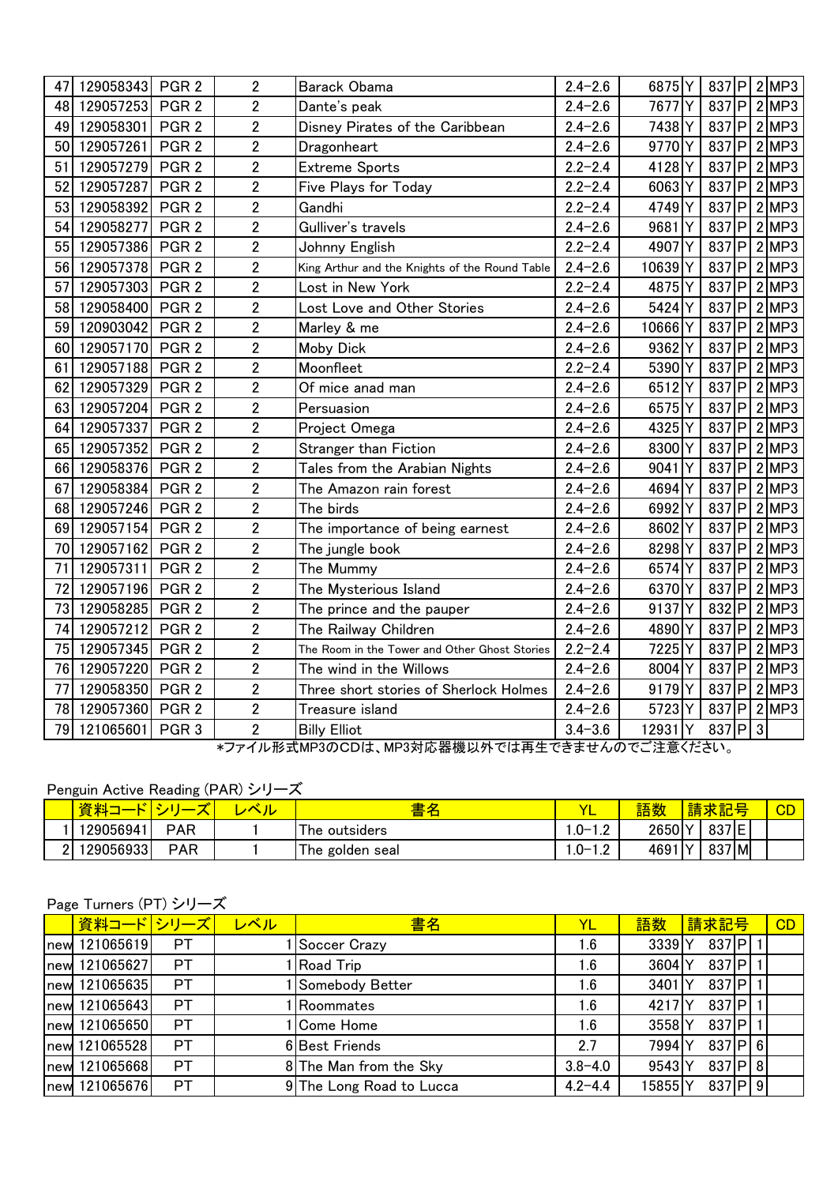| | | | | | | | | | | | |
|---|---|---|---|---|---|---|---|---|---|---|---|
| 47 | 129058343 | PGR 2 | 2 | Barack Obama | 2.4-2.6 | 6875 | Y | 837 | P | 2 | MP3 |
| 48 | 129057253 | PGR 2 | 2 | Dante's peak | 2.4-2.6 | 7677 | Y | 837 | P | 2 | MP3 |
| 49 | 129058301 | PGR 2 | 2 | Disney Pirates of the Caribbean | 2.4-2.6 | 7438 | Y | 837 | P | 2 | MP3 |
| 50 | 129057261 | PGR 2 | 2 | Dragonheart | 2.4-2.6 | 9770 | Y | 837 | P | 2 | MP3 |
| 51 | 129057279 | PGR 2 | 2 | Extreme Sports | 2.2-2.4 | 4128 | Y | 837 | P | 2 | MP3 |
| 52 | 129057287 | PGR 2 | 2 | Five Plays for Today | 2.2-2.4 | 6063 | Y | 837 | P | 2 | MP3 |
| 53 | 129058392 | PGR 2 | 2 | Gandhi | 2.2-2.4 | 4749 | Y | 837 | P | 2 | MP3 |
| 54 | 129058277 | PGR 2 | 2 | Gulliver's travels | 2.4-2.6 | 9681 | Y | 837 | P | 2 | MP3 |
| 55 | 129057386 | PGR 2 | 2 | Johnny English | 2.2-2.4 | 4907 | Y | 837 | P | 2 | MP3 |
| 56 | 129057378 | PGR 2 | 2 | King Arthur and the Knights of the Round Table | 2.4-2.6 | 10639 | Y | 837 | P | 2 | MP3 |
| 57 | 129057303 | PGR 2 | 2 | Lost in New York | 2.2-2.4 | 4875 | Y | 837 | P | 2 | MP3 |
| 58 | 129058400 | PGR 2 | 2 | Lost Love and Other Stories | 2.4-2.6 | 5424 | Y | 837 | P | 2 | MP3 |
| 59 | 120903042 | PGR 2 | 2 | Marley & me | 2.4-2.6 | 10666 | Y | 837 | P | 2 | MP3 |
| 60 | 129057170 | PGR 2 | 2 | Moby Dick | 2.4-2.6 | 9362 | Y | 837 | P | 2 | MP3 |
| 61 | 129057188 | PGR 2 | 2 | Moonfleet | 2.2-2.4 | 5390 | Y | 837 | P | 2 | MP3 |
| 62 | 129057329 | PGR 2 | 2 | Of mice anad man | 2.4-2.6 | 6512 | Y | 837 | P | 2 | MP3 |
| 63 | 129057204 | PGR 2 | 2 | Persuasion | 2.4-2.6 | 6575 | Y | 837 | P | 2 | MP3 |
| 64 | 129057337 | PGR 2 | 2 | Project Omega | 2.4-2.6 | 4325 | Y | 837 | P | 2 | MP3 |
| 65 | 129057352 | PGR 2 | 2 | Stranger than Fiction | 2.4-2.6 | 8300 | Y | 837 | P | 2 | MP3 |
| 66 | 129058376 | PGR 2 | 2 | Tales from the Arabian Nights | 2.4-2.6 | 9041 | Y | 837 | P | 2 | MP3 |
| 67 | 129058384 | PGR 2 | 2 | The Amazon rain forest | 2.4-2.6 | 4694 | Y | 837 | P | 2 | MP3 |
| 68 | 129057246 | PGR 2 | 2 | The birds | 2.4-2.6 | 6992 | Y | 837 | P | 2 | MP3 |
| 69 | 129057154 | PGR 2 | 2 | The importance of being earnest | 2.4-2.6 | 8602 | Y | 837 | P | 2 | MP3 |
| 70 | 129057162 | PGR 2 | 2 | The jungle book | 2.4-2.6 | 8298 | Y | 837 | P | 2 | MP3 |
| 71 | 129057311 | PGR 2 | 2 | The Mummy | 2.4-2.6 | 6574 | Y | 837 | P | 2 | MP3 |
| 72 | 129057196 | PGR 2 | 2 | The Mysterious Island | 2.4-2.6 | 6370 | Y | 837 | P | 2 | MP3 |
| 73 | 129058285 | PGR 2 | 2 | The prince and the pauper | 2.4-2.6 | 9137 | Y | 832 | P | 2 | MP3 |
| 74 | 129057212 | PGR 2 | 2 | The Railway Children | 2.4-2.6 | 4890 | Y | 837 | P | 2 | MP3 |
| 75 | 129057345 | PGR 2 | 2 | The Room in the Tower and Other Ghost Stories | 2.2-2.4 | 7225 | Y | 837 | P | 2 | MP3 |
| 76 | 129057220 | PGR 2 | 2 | The wind in the Willows | 2.4-2.6 | 8004 | Y | 837 | P | 2 | MP3 |
| 77 | 129058350 | PGR 2 | 2 | Three short stories of Sherlock Holmes | 2.4-2.6 | 9179 | Y | 837 | P | 2 | MP3 |
| 78 | 129057360 | PGR 2 | 2 | Treasure island | 2.4-2.6 | 5723 | Y | 837 | P | 2 | MP3 |
| 79 | 121065601 | PGR 3 | 2 | Billy Elliot | 3.4-3.6 | 12931 | Y | 837 | P | 3 | |

*ファイル形式MP3のCDは、MP3対応器機以外では再生できませんのでご注意ください。

Penguin Active Reading (PAR) シリーズ

| | 資料コード | シリーズ | レベル | 書名 | YL | 語数 | 請求記号 | | | | CD |
|---|---|---|---|---|---|---|---|---|---|---|---|
| 1 | 129056941 | PAR | 1 | The outsiders | 1.0-1.2 | 2650 | Y | 837 | E | | |
| 2 | 129056933 | PAR | 1 | The golden seal | 1.0-1.2 | 4691 | Y | 837 | M | | |

Page Turners (PT) シリーズ

| | 資料コード | シリーズ | レベル | 書名 | YL | 語数 | 請求記号 | | | | CD |
|---|---|---|---|---|---|---|---|---|---|---|---|
| new | 121065619 | PT | 1 | Soccer Crazy | 1.6 | 3339 | Y | 837 | P | 1 | |
| new | 121065627 | PT | 1 | Road Trip | 1.6 | 3604 | Y | 837 | P | 1 | |
| new | 121065635 | PT | 1 | Somebody Better | 1.6 | 3401 | Y | 837 | P | 1 | |
| new | 121065643 | PT | 1 | Roommates | 1.6 | 4217 | Y | 837 | P | 1 | |
| new | 121065650 | PT | 1 | Come Home | 1.6 | 3558 | Y | 837 | P | 1 | |
| new | 121065528 | PT | 6 | Best Friends | 2.7 | 7994 | Y | 837 | P | 6 | |
| new | 121065668 | PT | 8 | The Man from the Sky | 3.8-4.0 | 9543 | Y | 837 | P | 8 | |
| new | 121065676 | PT | 9 | The Long Road to Lucca | 4.2-4.4 | 15855 | Y | 837 | P | 9 | |